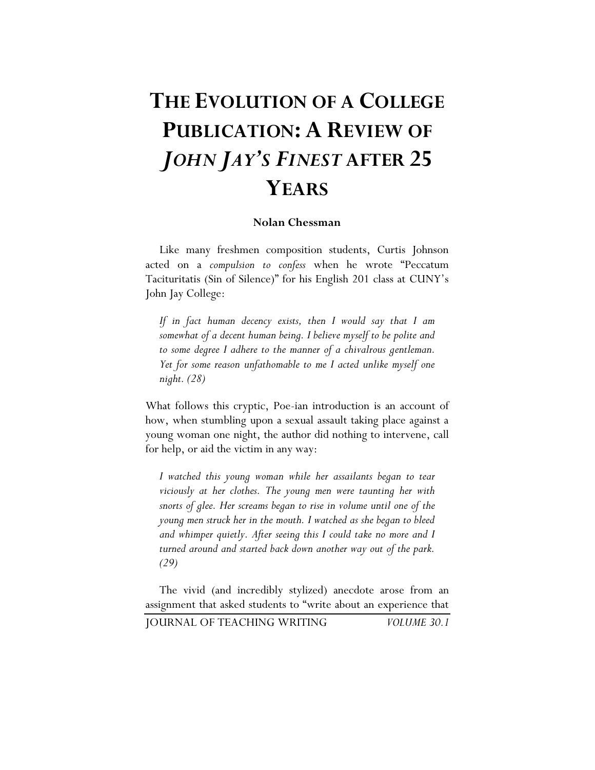# THE EVOLUTION OF A COLLEGE PUBLICATION: A REVIEW OF *JOHN JAY'S FINEST* AFTER 25 YEARS

**Nolan Chessman**

Like many freshmen composition students, Curtis Johnson acted on a *compulsion to confess* when he wrote "Peccatum Taciturintatis (Sin of Silence)" for his English 201 class at CUNY's John Jay College:

> *If in fact human decency exists, then I would say that I am somewhat of a decent human being. I believe myself to be polite and to some degree I adhere to the manner of a chivalrous gentleman. Yet for some reason unfathomable to me I acted unlike myself one night. (28)*

What follows this cryptic, Poe-ian introduction is an account of how, when stumbling upon a sexual assault taking place against a young woman one night, the author did nothing to intervene, call for help, or aid the victim in any way:

> *I watched this young woman while her assailants began to tear viciously at her clothes. The young men were taunting her with snorts of glee. Her screams began to rise in volume until one of the young men struck her in the mouth. I watched as she began to bleed and whimper quietly. After seeing this I could take no more and I turned around and started back down another way out of the park. (29)*

The vivid (and incredibly stylized) anecdote arose from an assignment that asked students to "write about an experience that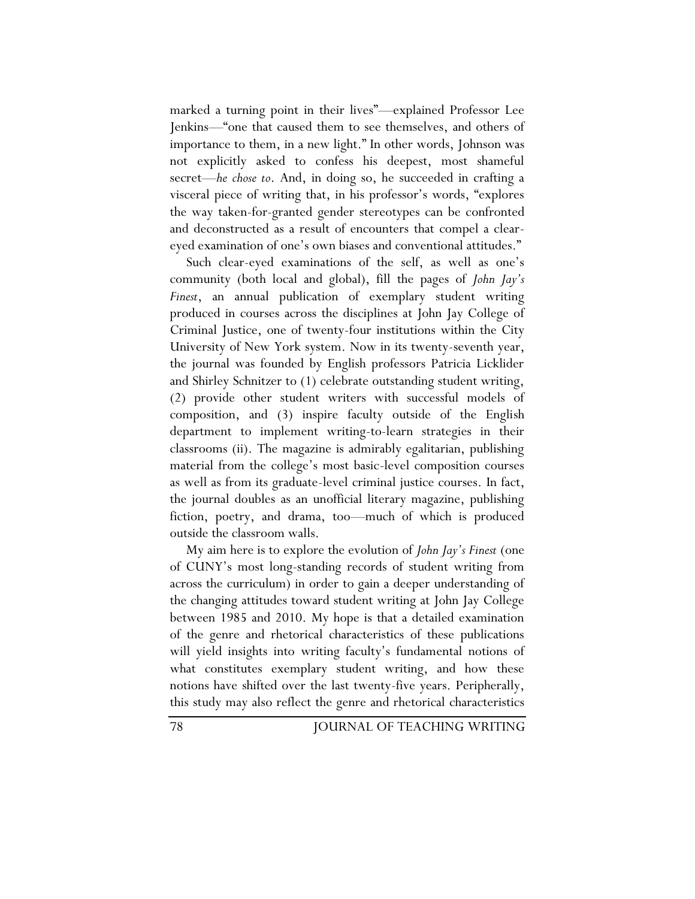marked a turning point in their lives"—explained Professor Lee Jenkins—"one that caused them to see themselves, and others of importance to them, in a new light." In other words, Johnson was not explicitly asked to confess his deepest, most shameful secret—*he chose to*. And, in doing so, he succeeded in crafting a visceral piece of writing that, in his professor's words, "explores the way taken-for-granted gender stereotypes can be confronted and deconstructed as a result of encounters that compel a clear-eyed examination of one's own biases and conventional attitudes."

Such clear-eyed examinations of the self, as well as one's community (both local and global), fill the pages of *John Jay's Finest*, an annual publication of exemplary student writing produced in courses across the disciplines at John Jay College of Criminal Justice, one of twenty-four institutions within the City University of New York system. Now in its twenty-seventh year, the journal was founded by English professors Patricia Licklider and Shirley Schnitzer to (1) celebrate outstanding student writing, (2) provide other student writers with successful models of composition, and (3) inspire faculty outside of the English department to implement writing-to-learn strategies in their classrooms (ii). The magazine is admirably egalitarian, publishing material from the college's most basic-level composition courses as well as from its graduate-level criminal justice courses. In fact, the journal doubles as an unofficial literary magazine, publishing fiction, poetry, and drama, too—much of which is produced outside the classroom walls.

My aim here is to explore the evolution of *John Jay's Finest* (one of CUNY's most long-standing records of student writing from across the curriculum) in order to gain a deeper understanding of the changing attitudes toward student writing at John Jay College between 1985 and 2010. My hope is that a detailed examination of the genre and rhetorical characteristics of these publications will yield insights into writing faculty's fundamental notions of what constitutes exemplary student writing, and how these notions have shifted over the last twenty-five years. Peripherally, this study may also reflect the genre and rhetorical characteristics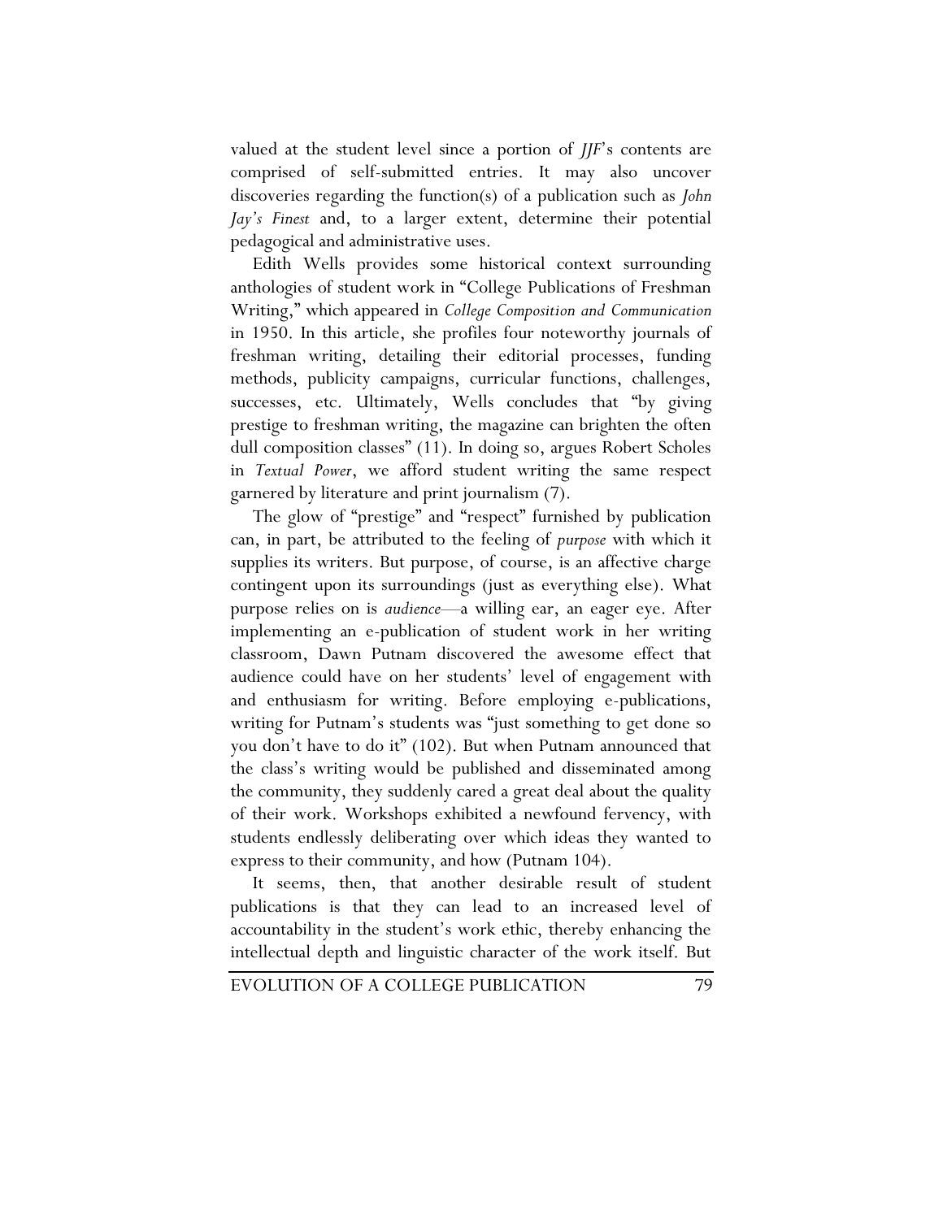valued at the student level since a portion of *JJF*'s contents are comprised of self-submitted entries. It may also uncover discoveries regarding the function(s) of a publication such as *John Jay's Finest* and, to a larger extent, determine their potential pedagogical and administrative uses.

Edith Wells provides some historical context surrounding anthologies of student work in "College Publications of Freshman Writing," which appeared in *College Composition and Communication* in 1950. In this article, she profiles four noteworthy journals of freshman writing, detailing their editorial processes, funding methods, publicity campaigns, curricular functions, challenges, successes, etc. Ultimately, Wells concludes that "by giving prestige to freshman writing, the magazine can brighten the often dull composition classes" (11). In doing so, argues Robert Scholes in *Textual Power*, we afford student writing the same respect garnered by literature and print journalism (7).

The glow of "prestige" and "respect" furnished by publication can, in part, be attributed to the feeling of *purpose* with which it supplies its writers. But purpose, of course, is an affective charge contingent upon its surroundings (just as everything else). What purpose relies on is *audience*—a willing ear, an eager eye. After implementing an e-publication of student work in her writing classroom, Dawn Putnam discovered the awesome effect that audience could have on her students' level of engagement with and enthusiasm for writing. Before employing e-publications, writing for Putnam's students was "just something to get done so you don't have to do it" (102). But when Putnam announced that the class's writing would be published and disseminated among the community, they suddenly cared a great deal about the quality of their work. Workshops exhibited a newfound fervency, with students endlessly deliberating over which ideas they wanted to express to their community, and how (Putnam 104).

It seems, then, that another desirable result of student publications is that they can lead to an increased level of accountability in the student's work ethic, thereby enhancing the intellectual depth and linguistic character of the work itself. But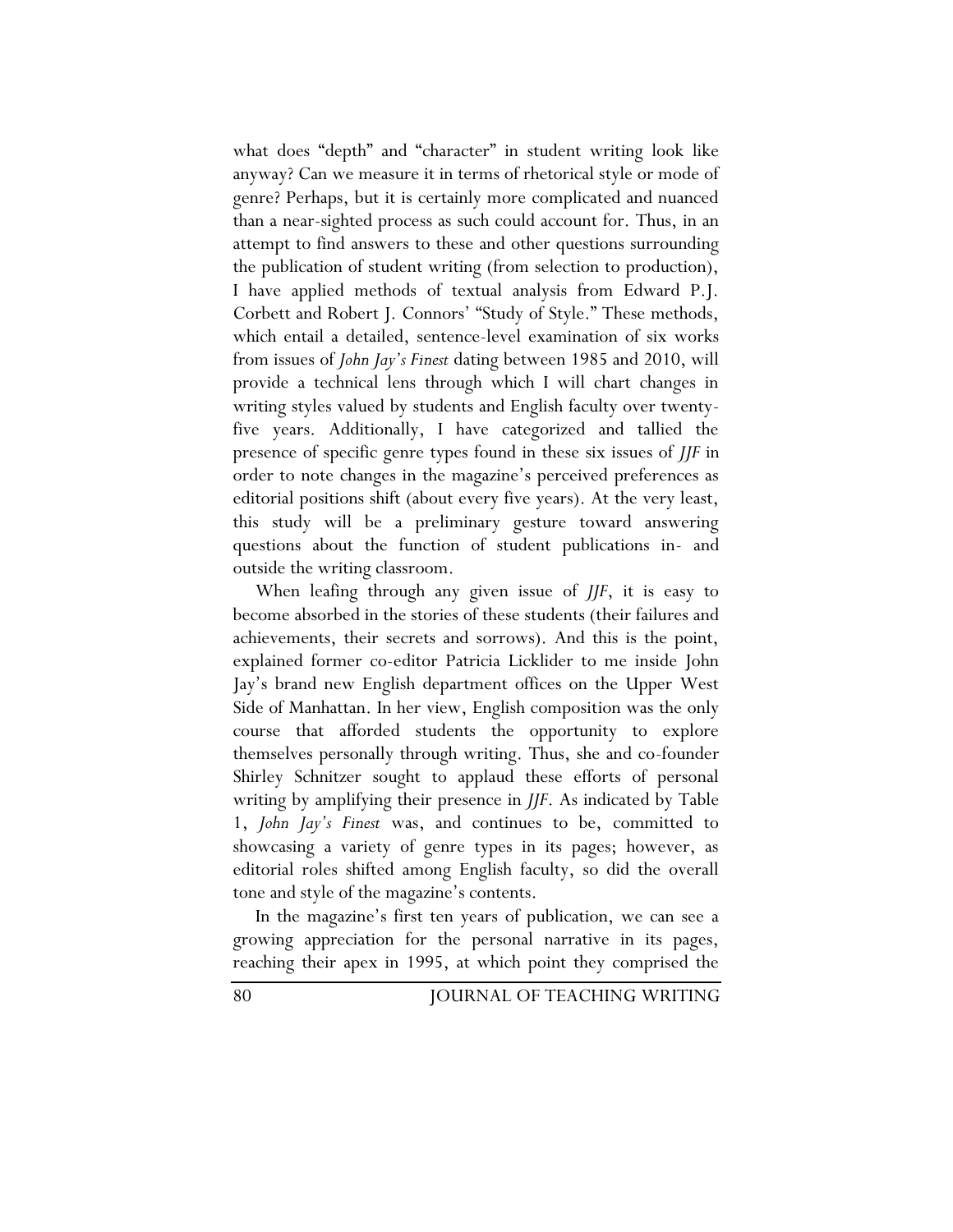what does "depth" and "character" in student writing look like anyway? Can we measure it in terms of rhetorical style or mode of genre? Perhaps, but it is certainly more complicated and nuanced than a near-sighted process as such could account for. Thus, in an attempt to find answers to these and other questions surrounding the publication of student writing (from selection to production), I have applied methods of textual analysis from Edward P.J. Corbett and Robert J. Connors' "Study of Style." These methods, which entail a detailed, sentence-level examination of six works from issues of *John Jay's Finest* dating between 1985 and 2010, will provide a technical lens through which I will chart changes in writing styles valued by students and English faculty over twenty-five years. Additionally, I have categorized and tallied the presence of specific genre types found in these six issues of *JJF* in order to note changes in the magazine's perceived preferences as editorial positions shift (about every five years). At the very least, this study will be a preliminary gesture toward answering questions about the function of student publications in- and outside the writing classroom.

When leafing through any given issue of *JJF*, it is easy to become absorbed in the stories of these students (their failures and achievements, their secrets and sorrows). And this is the point, explained former co-editor Patricia Licklider to me inside John Jay's brand new English department offices on the Upper West Side of Manhattan. In her view, English composition was the only course that afforded students the opportunity to explore themselves personally through writing. Thus, she and co-founder Shirley Schnitzer sought to applaud these efforts of personal writing by amplifying their presence in *JJF*. As indicated by Table 1, *John Jay's Finest* was, and continues to be, committed to showcasing a variety of genre types in its pages; however, as editorial roles shifted among English faculty, so did the overall tone and style of the magazine's contents.

In the magazine's first ten years of publication, we can see a growing appreciation for the personal narrative in its pages, reaching their apex in 1995, at which point they comprised the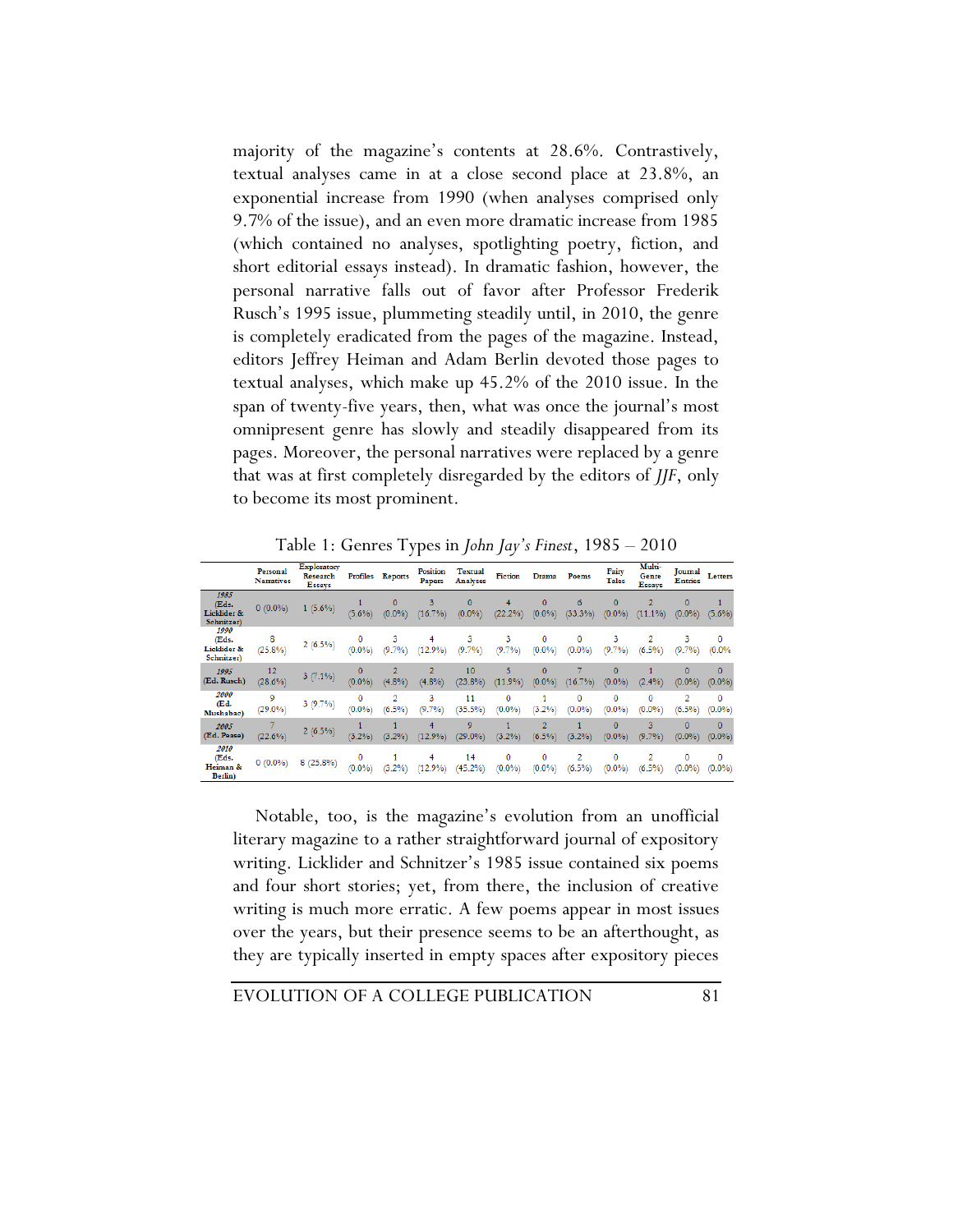majority of the magazine's contents at 28.6%. Contrastively, textual analyses came in at a close second place at 23.8%, an exponential increase from 1990 (when analyses comprised only 9.7% of the issue), and an even more dramatic increase from 1985 (which contained no analyses, spotlighting poetry, fiction, and short editorial essays instead). In dramatic fashion, however, the personal narrative falls out of favor after Professor Frederik Rusch's 1995 issue, plummeting steadily until, in 2010, the genre is completely eradicated from the pages of the magazine. Instead, editors Jeffrey Heiman and Adam Berlin devoted those pages to textual analyses, which make up 45.2% of the 2010 issue. In the span of twenty-five years, then, what was once the journal's most omnipresent genre has slowly and steadily disappeared from its pages. Moreover, the personal narratives were replaced by a genre that was at first completely disregarded by the editors of *JJF*, only to become its most prominent.

Table 1: Genres Types in *John Jay's Finest*, 1985 – 2010

| | Personal Narratives | Exploratory Research Essays | Profiles | Reports | Position Papers | Textual Analyses | Fiction | Drama | Poems | Fairy Tales | Multi-Genre Essays | Journal Entries | Letters |
|---|---|---|---|---|---|---|---|---|---|---|---|---|---|
| 1985 (Eds. Licklider & Schnitzer) | 0 (0.0%) | 1 (5.6%) | 1 (5.6%) | 0 (0.0%) | 3 (16.7%) | 0 (0.0%) | 4 (22.2%) | 0 (0.0%) | 6 (33.3%) | 0 (0.0%) | 2 (11.1%) | 0 (0.0%) | 1 (5.6%) |
| 1990 (Eds. Licklider & Schnitzer) | 8 (25.8%) | 2 (6.5%) | 0 (0.0%) | 3 (9.7%) | 4 (12.9%) | 3 (9.7%) | 3 (9.7%) | 0 (0.0%) | 0 (0.0%) | 3 (9.7%) | 2 (6.5%) | 3 (9.7%) | 0 (0.0% |
| 1995 (Ed. Rusch) | 12 (28.6%) | 3 (7.1%) | 0 (0.0%) | 2 (4.8%) | 2 (4.8%) | 10 (23.8%) | 5 (11.9%) | 0 (0.0%) | 7 (16.7%) | 0 (0.0%) | 1 (2.4%) | 0 (0.0%) | 0 (0.0%) |
| 2000 (Ed. Mushabac) | 9 (29.0%) | 3 (9.7%) | 0 (0.0%) | 2 (6.5%) | 3 (9.7%) | 11 (35.5%) | 0 (0.0%) | 1 (3.2%) | 0 (0.0%) | 0 (0.0%) | 0 (0.0%) | 2 (6.5%) | 0 (0.0%) |
| 2005 (Ed. Pease) | 7 (22.6%) | 2 (6.5%) | 1 (3.2%) | 1 (3.2%) | 4 (12.9%) | 9 (29.0%) | 1 (3.2%) | 2 (6.5%) | 1 (3.2%) | 0 (0.0%) | 3 (9.7%) | 0 (0.0%) | 0 (0.0%) |
| 2010 (Eds. Heiman & Berlin) | 0 (0.0%) | 8 (25.8%) | 0 (0.0%) | 1 (3.2%) | 4 (12.9%) | 14 (45.2%) | 0 (0.0%) | 0 (0.0%) | 2 (6.5%) | 0 (0.0%) | 2 (6.5%) | 0 (0.0%) | 0 (0.0%) |

Notable, too, is the magazine's evolution from an unofficial literary magazine to a rather straightforward journal of expository writing. Licklider and Schnitzer's 1985 issue contained six poems and four short stories; yet, from there, the inclusion of creative writing is much more erratic. A few poems appear in most issues over the years, but their presence seems to be an afterthought, as they are typically inserted in empty spaces after expository pieces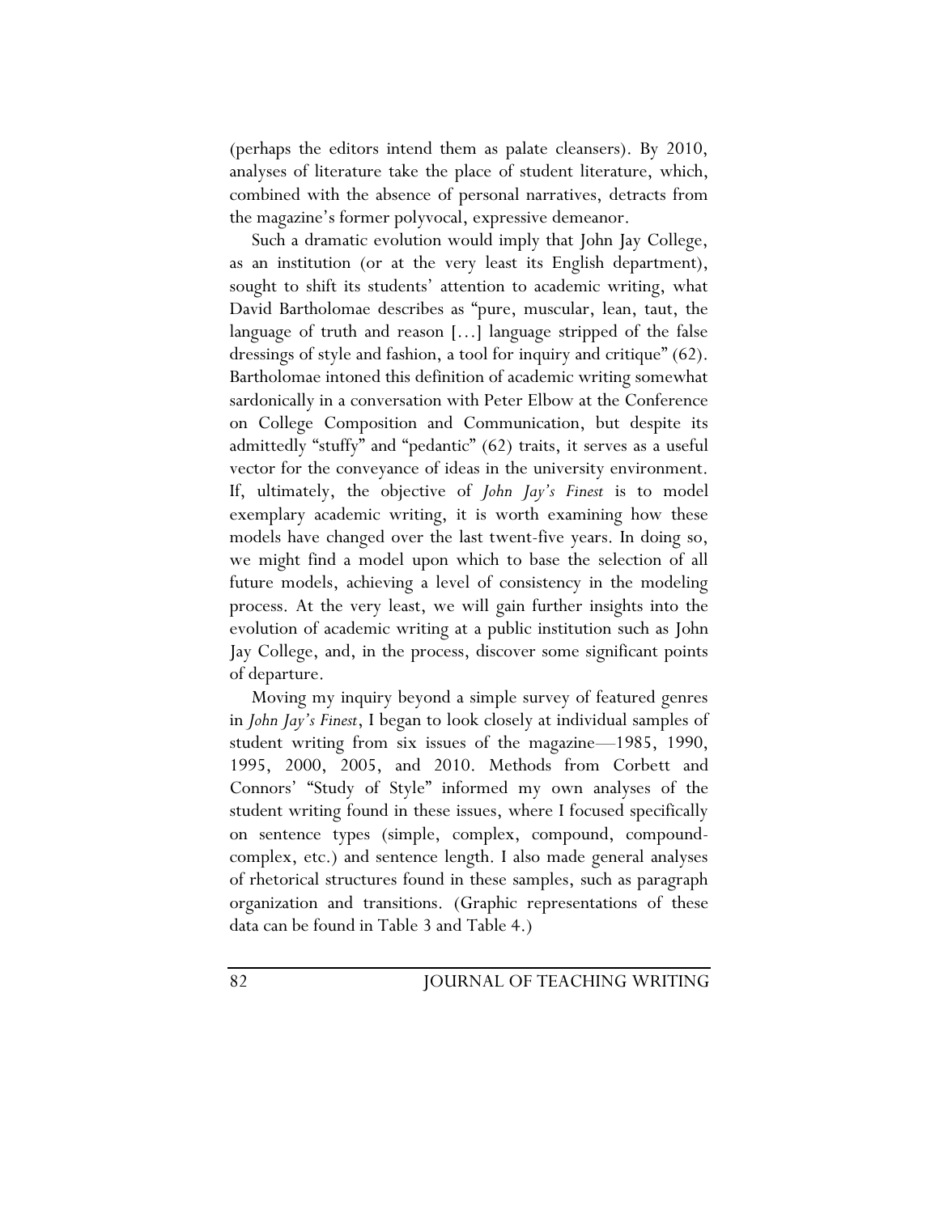(perhaps the editors intend them as palate cleansers). By 2010, analyses of literature take the place of student literature, which, combined with the absence of personal narratives, detracts from the magazine's former polyvocal, expressive demeanor.

Such a dramatic evolution would imply that John Jay College, as an institution (or at the very least its English department), sought to shift its students' attention to academic writing, what David Bartholomae describes as "pure, muscular, lean, taut, the language of truth and reason [...] language stripped of the false dressings of style and fashion, a tool for inquiry and critique" (62). Bartholomae intoned this definition of academic writing somewhat sardonically in a conversation with Peter Elbow at the Conference on College Composition and Communication, but despite its admittedly "stuffy" and "pedantic" (62) traits, it serves as a useful vector for the conveyance of ideas in the university environment. If, ultimately, the objective of *John Jay's Finest* is to model exemplary academic writing, it is worth examining how these models have changed over the last twent-five years. In doing so, we might find a model upon which to base the selection of all future models, achieving a level of consistency in the modeling process. At the very least, we will gain further insights into the evolution of academic writing at a public institution such as John Jay College, and, in the process, discover some significant points of departure.

Moving my inquiry beyond a simple survey of featured genres in *John Jay's Finest*, I began to look closely at individual samples of student writing from six issues of the magazine—1985, 1990, 1995, 2000, 2005, and 2010. Methods from Corbett and Connors' "Study of Style" informed my own analyses of the student writing found in these issues, where I focused specifically on sentence types (simple, complex, compound, compound-complex, etc.) and sentence length. I also made general analyses of rhetorical structures found in these samples, such as paragraph organization and transitions. (Graphic representations of these data can be found in Table 3 and Table 4.)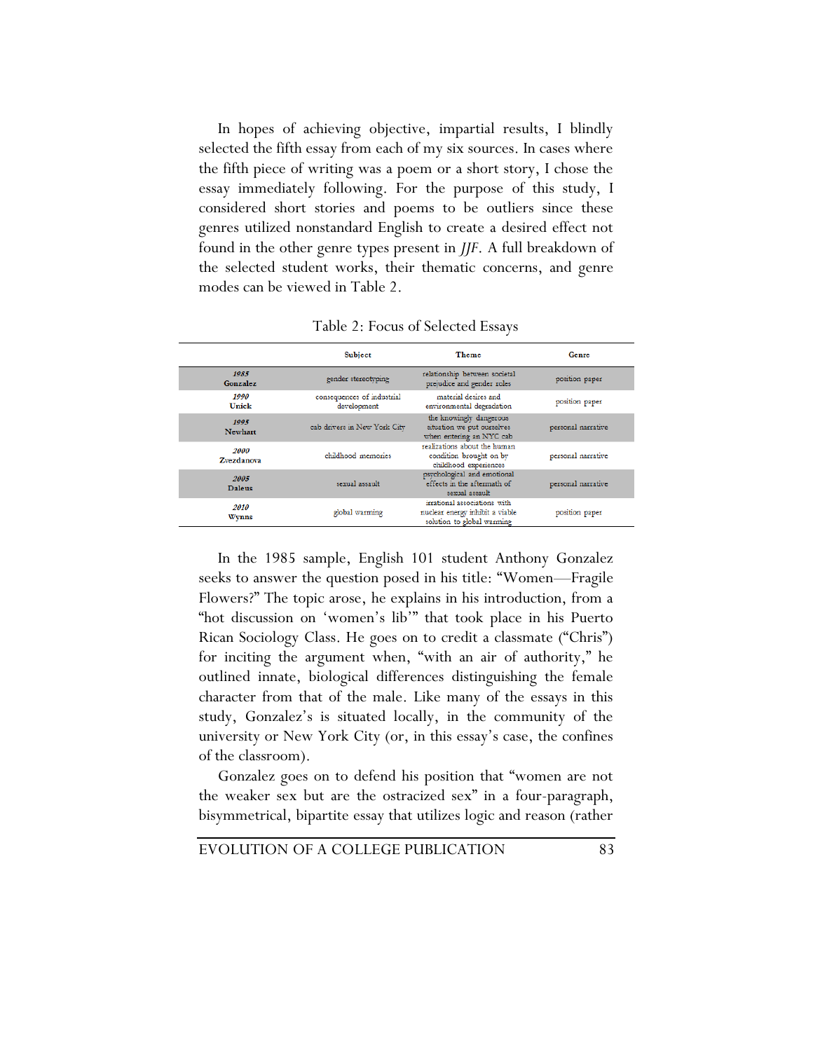In hopes of achieving objective, impartial results, I blindly selected the fifth essay from each of my six sources. In cases where the fifth piece of writing was a poem or a short story, I chose the essay immediately following. For the purpose of this study, I considered short stories and poems to be outliers since these genres utilized nonstandard English to create a desired effect not found in the other genre types present in *JJF*. A full breakdown of the selected student works, their thematic concerns, and genre modes can be viewed in Table 2.

Table 2: Focus of Selected Essays

| | **Subject** | **Theme** | **Genre** |
|---|---|---|---|
| ***1985*** **Gonzalez** | gender stereotyping | relationship between societal prejudice and gender roles | position paper |
| ***1990*** **Unick** | consequences of industrial development | material desires and environmental degradation | position paper |
| ***1995*** **Newhart** | cab drivers in New York City | the knowingly dangerous situation we put ourselves when entering an NYC cab | personal narrative |
| ***2000*** **Zvezdanova** | childhood memories | realizations about the human condition brought on by childhood experiences | personal narrative |
| ***2005*** **Daleus** | sexual assault | psychological and emotional effects in the aftermath of sexual assault | personal narrative |
| ***2010*** **Wynns** | global warming | irrational associations with nuclear energy inhibit a viable solution to global warming | position paper |

In the 1985 sample, English 101 student Anthony Gonzalez seeks to answer the question posed in his title: "Women—Fragile Flowers?" The topic arose, he explains in his introduction, from a "hot discussion on 'women's lib'" that took place in his Puerto Rican Sociology Class. He goes on to credit a classmate ("Chris") for inciting the argument when, "with an air of authority," he outlined innate, biological differences distinguishing the female character from that of the male. Like many of the essays in this study, Gonzalez's is situated locally, in the community of the university or New York City (or, in this essay's case, the confines of the classroom).

Gonzalez goes on to defend his position that "women are not the weaker sex but are the ostracized sex" in a four-paragraph, bisymmetrical, bipartite essay that utilizes logic and reason (rather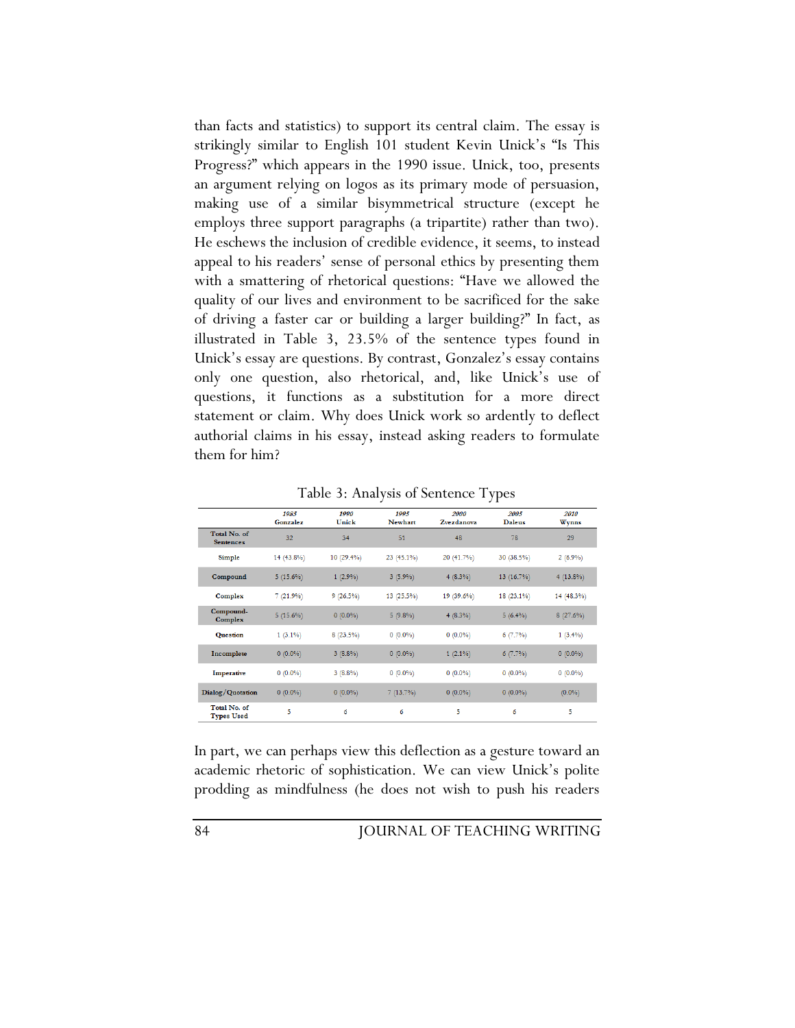than facts and statistics) to support its central claim. The essay is strikingly similar to English 101 student Kevin Unick's "Is This Progress?" which appears in the 1990 issue. Unick, too, presents an argument relying on logos as its primary mode of persuasion, making use of a similar bisymmetrical structure (except he employs three support paragraphs (a tripartite) rather than two). He eschews the inclusion of credible evidence, it seems, to instead appeal to his readers' sense of personal ethics by presenting them with a smattering of rhetorical questions: "Have we allowed the quality of our lives and environment to be sacrificed for the sake of driving a faster car or building a larger building?" In fact, as illustrated in Table 3, 23.5% of the sentence types found in Unick's essay are questions. By contrast, Gonzalez's essay contains only one question, also rhetorical, and, like Unick's use of questions, it functions as a substitution for a more direct statement or claim. Why does Unick work so ardently to deflect authorial claims in his essay, instead asking readers to formulate them for him?

Table 3: Analysis of Sentence Types

| | *1985* Gonzalez | *1990* Unick | *1995* Newhart | *2000* Zvezdanova | *2005* Daleus | *2010* Wynns |
|---|---|---|---|---|---|---|
| **Total No. of Sentences** | 32 | 34 | 51 | 48 | 78 | 29 |
| **Simple** | 14 (43.8%) | 10 (29.4%) | 23 (45.1%) | 20 (41.7%) | 30 (38.5%) | 2 (6.9%) |
| **Compound** | 5 (15.6%) | 1 (2.9%) | 3 (5.9%) | 4 (8.3%) | 13 (16.7%) | 4 (13.8%) |
| **Complex** | 7 (21.9%) | 9 (26.5%) | 13 (25.5%) | 19 (39.6%) | 18 (23.1%) | 14 (48.3%) |
| **Compound-Complex** | 5 (15.6%) | 0 (0.0%) | 5 (9.8%) | 4 (8.3%) | 5 (6.4%) | 8 (27.6%) |
| **Question** | 1 (3.1%) | 8 (23.5%) | 0 (0.0%) | 0 (0.0%) | 6 (7.7%) | 1 (3.4%) |
| **Incomplete** | 0 (0.0%) | 3 (8.8%) | 0 (0.0%) | 1 (2.1%) | 6 (7.7%) | 0 (0.0%) |
| **Imperative** | 0 (0.0%) | 3 (8.8%) | 0 (0.0%) | 0 (0.0%) | 0 (0.0%) | 0 (0.0%) |
| **Dialog/Quotation** | 0 (0.0%) | 0 (0.0%) | 7 (13.7%) | 0 (0.0%) | 0 (0.0%) | (0.0%) |
| **Total No. of Types Used** | 5 | 6 | 6 | 5 | 6 | 5 |

In part, we can perhaps view this deflection as a gesture toward an academic rhetoric of sophistication. We can view Unick's polite prodding as mindfulness (he does not wish to push his readers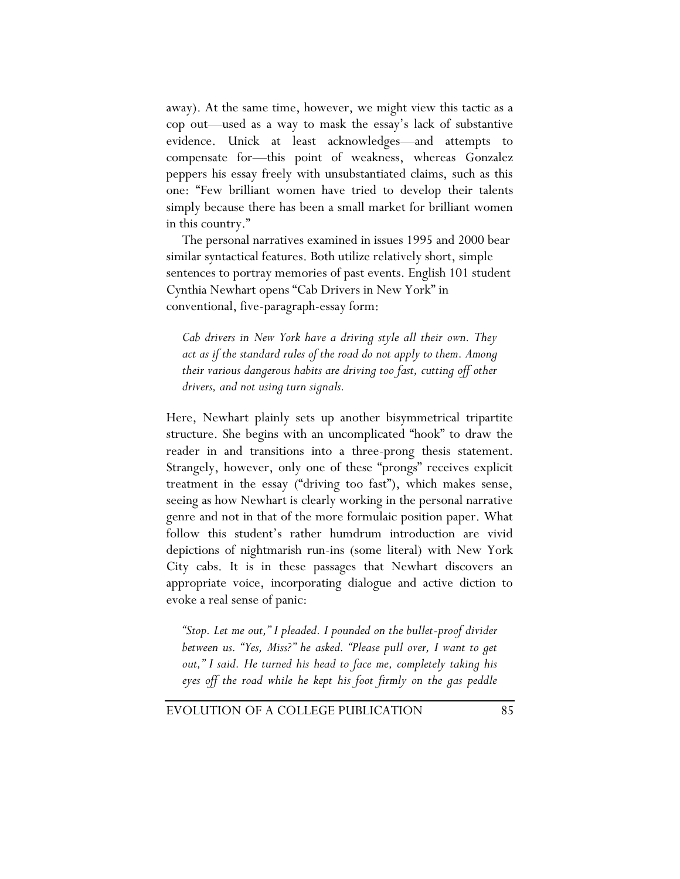away). At the same time, however, we might view this tactic as a cop out—used as a way to mask the essay's lack of substantive evidence. Unick at least acknowledges—and attempts to compensate for—this point of weakness, whereas Gonzalez peppers his essay freely with unsubstantiated claims, such as this one: "Few brilliant women have tried to develop their talents simply because there has been a small market for brilliant women in this country."

The personal narratives examined in issues 1995 and 2000 bear similar syntactical features. Both utilize relatively short, simple sentences to portray memories of past events. English 101 student Cynthia Newhart opens "Cab Drivers in New York" in conventional, five-paragraph-essay form:

> *Cab drivers in New York have a driving style all their own. They act as if the standard rules of the road do not apply to them. Among their various dangerous habits are driving too fast, cutting off other drivers, and not using turn signals.*

Here, Newhart plainly sets up another bisymmetrical tripartite structure. She begins with an uncomplicated "hook" to draw the reader in and transitions into a three-prong thesis statement. Strangely, however, only one of these "prongs" receives explicit treatment in the essay ("driving too fast"), which makes sense, seeing as how Newhart is clearly working in the personal narrative genre and not in that of the more formulaic position paper. What follow this student's rather humdrum introduction are vivid depictions of nightmarish run-ins (some literal) with New York City cabs. It is in these passages that Newhart discovers an appropriate voice, incorporating dialogue and active diction to evoke a real sense of panic:

> *"Stop. Let me out," I pleaded. I pounded on the bullet-proof divider between us. "Yes, Miss?" he asked. "Please pull over, I want to get out," I said. He turned his head to face me, completely taking his eyes off the road while he kept his foot firmly on the gas peddle*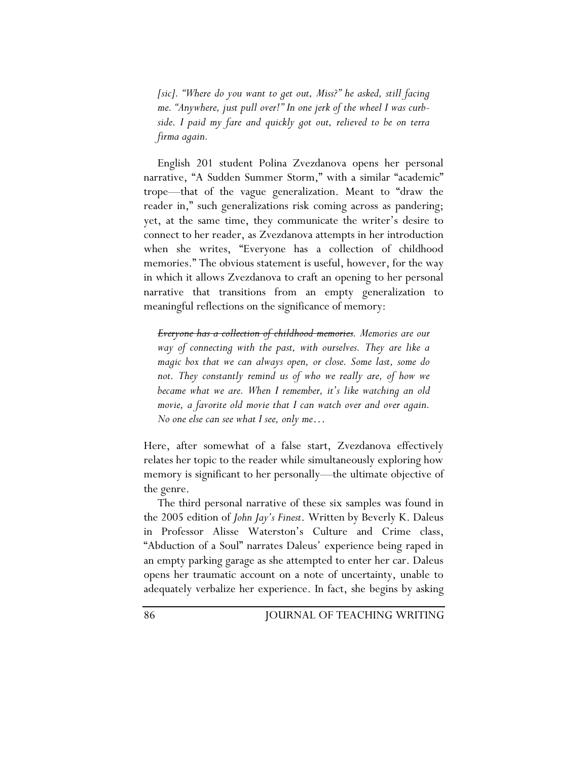*[sic]. "Where do you want to get out, Miss?" he asked, still facing me. "Anywhere, just pull over!" In one jerk of the wheel I was curbside. I paid my fare and quickly got out, relieved to be on terra firma again.*

English 201 student Polina Zvezdanova opens her personal narrative, "A Sudden Summer Storm," with a similar "academic" trope—that of the vague generalization. Meant to "draw the reader in," such generalizations risk coming across as pandering; yet, at the same time, they communicate the writer's desire to connect to her reader, as Zvezdanova attempts in her introduction when she writes, "Everyone has a collection of childhood memories." The obvious statement is useful, however, for the way in which it allows Zvezdanova to craft an opening to her personal narrative that transitions from an empty generalization to meaningful reflections on the significance of memory:

> *~~Everyone has a collection of childhood memories~~. Memories are our way of connecting with the past, with ourselves. They are like a magic box that we can always open, or close. Some last, some do not. They constantly remind us of who we really are, of how we became what we are. When I remember, it's like watching an old movie, a favorite old movie that I can watch over and over again. No one else can see what I see, only me…*

Here, after somewhat of a false start, Zvezdanova effectively relates her topic to the reader while simultaneously exploring how memory is significant to her personally—the ultimate objective of the genre.

The third personal narrative of these six samples was found in the 2005 edition of *John Jay's Finest*. Written by Beverly K. Daleus in Professor Alisse Waterston's Culture and Crime class, "Abduction of a Soul" narrates Daleus' experience being raped in an empty parking garage as she attempted to enter her car. Daleus opens her traumatic account on a note of uncertainty, unable to adequately verbalize her experience. In fact, she begins by asking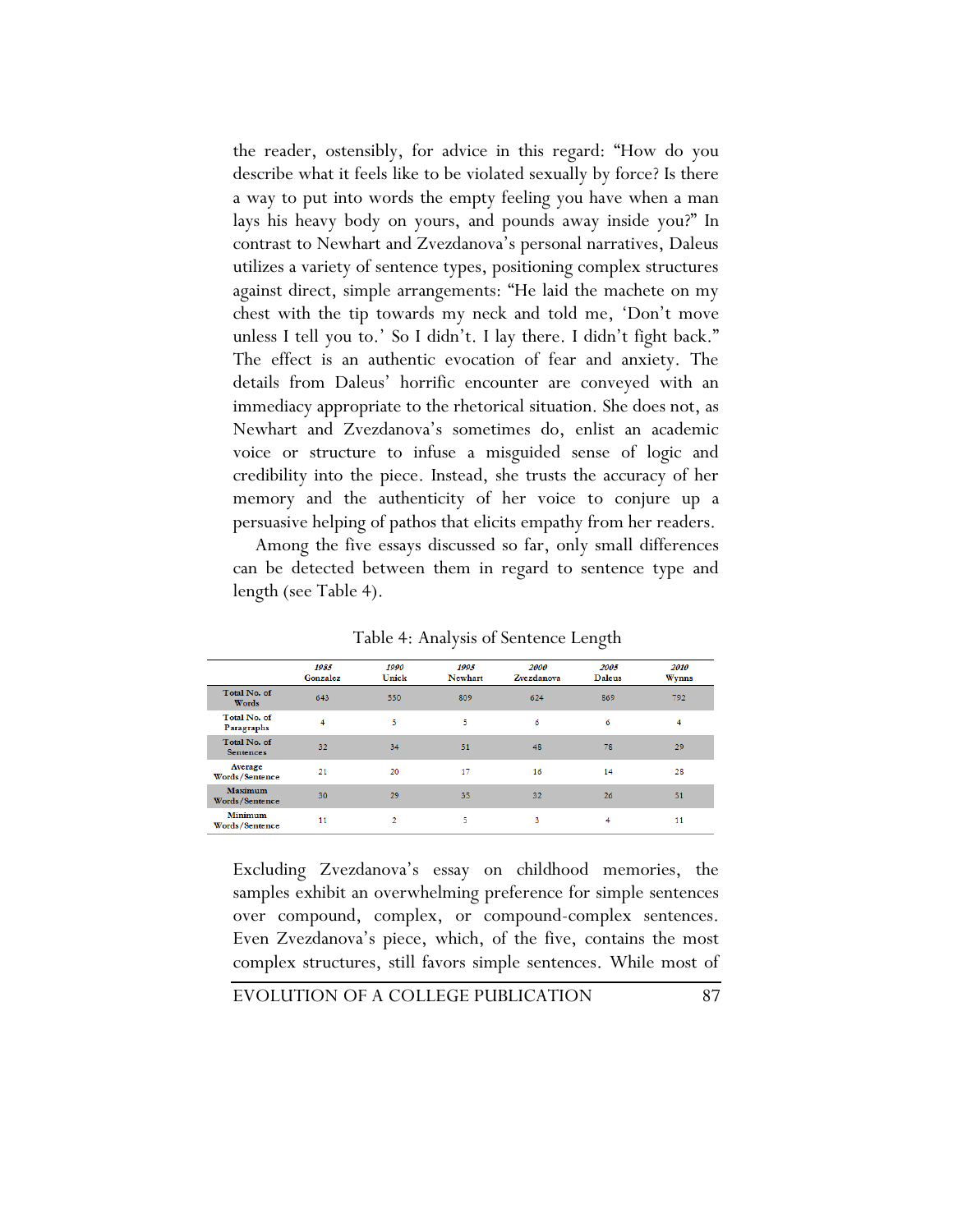the reader, ostensibly, for advice in this regard: "How do you describe what it feels like to be violated sexually by force? Is there a way to put into words the empty feeling you have when a man lays his heavy body on yours, and pounds away inside you?" In contrast to Newhart and Zvezdanova's personal narratives, Daleus utilizes a variety of sentence types, positioning complex structures against direct, simple arrangements: "He laid the machete on my chest with the tip towards my neck and told me, 'Don't move unless I tell you to.' So I didn't. I lay there. I didn't fight back." The effect is an authentic evocation of fear and anxiety. The details from Daleus' horrific encounter are conveyed with an immediacy appropriate to the rhetorical situation. She does not, as Newhart and Zvezdanova's sometimes do, enlist an academic voice or structure to infuse a misguided sense of logic and credibility into the piece. Instead, she trusts the accuracy of her memory and the authenticity of her voice to conjure up a persuasive helping of pathos that elicits empathy from her readers.

Among the five essays discussed so far, only small differences can be detected between them in regard to sentence type and length (see Table 4).

Table 4: Analysis of Sentence Length

| | *1985* Gonzalez | *1990* Unick | *1995* Newhart | *2000* Zvezdanova | *2005* Daleus | *2010* Wynns |
|---|---|---|---|---|---|---|
| **Total No. of Words** | 643 | 550 | 809 | 624 | 869 | 792 |
| **Total No. of Paragraphs** | 4 | 5 | 5 | 6 | 6 | 4 |
| **Total No. of Sentences** | 32 | 34 | 51 | 48 | 78 | 29 |
| **Average Words/Sentence** | 21 | 20 | 17 | 16 | 14 | 28 |
| **Maximum Words/Sentence** | 30 | 29 | 35 | 32 | 26 | 51 |
| **Minimum Words/Sentence** | 11 | 2 | 5 | 3 | 4 | 11 |

Excluding Zvezdanova's essay on childhood memories, the samples exhibit an overwhelming preference for simple sentences over compound, complex, or compound-complex sentences. Even Zvezdanova's piece, which, of the five, contains the most complex structures, still favors simple sentences. While most of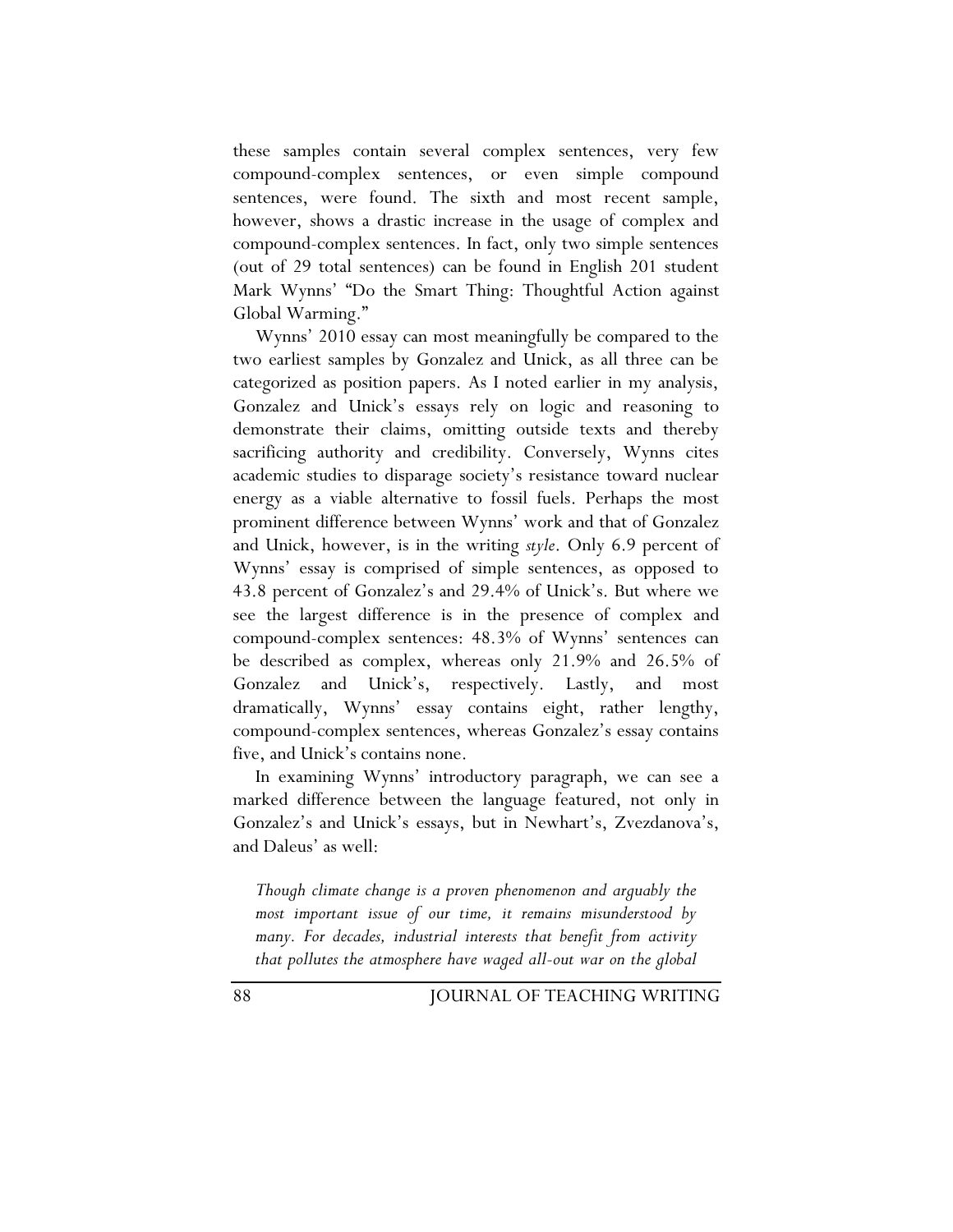these samples contain several complex sentences, very few compound-complex sentences, or even simple compound sentences, were found. The sixth and most recent sample, however, shows a drastic increase in the usage of complex and compound-complex sentences. In fact, only two simple sentences (out of 29 total sentences) can be found in English 201 student Mark Wynns' "Do the Smart Thing: Thoughtful Action against Global Warming."

Wynns' 2010 essay can most meaningfully be compared to the two earliest samples by Gonzalez and Unick, as all three can be categorized as position papers. As I noted earlier in my analysis, Gonzalez and Unick's essays rely on logic and reasoning to demonstrate their claims, omitting outside texts and thereby sacrificing authority and credibility. Conversely, Wynns cites academic studies to disparage society's resistance toward nuclear energy as a viable alternative to fossil fuels. Perhaps the most prominent difference between Wynns' work and that of Gonzalez and Unick, however, is in the writing *style*. Only 6.9 percent of Wynns' essay is comprised of simple sentences, as opposed to 43.8 percent of Gonzalez's and 29.4% of Unick's. But where we see the largest difference is in the presence of complex and compound-complex sentences: 48.3% of Wynns' sentences can be described as complex, whereas only 21.9% and 26.5% of Gonzalez and Unick's, respectively. Lastly, and most dramatically, Wynns' essay contains eight, rather lengthy, compound-complex sentences, whereas Gonzalez's essay contains five, and Unick's contains none.

In examining Wynns' introductory paragraph, we can see a marked difference between the language featured, not only in Gonzalez's and Unick's essays, but in Newhart's, Zvezdanova's, and Daleus' as well:

*Though climate change is a proven phenomenon and arguably the most important issue of our time, it remains misunderstood by many. For decades, industrial interests that benefit from activity that pollutes the atmosphere have waged all-out war on the global*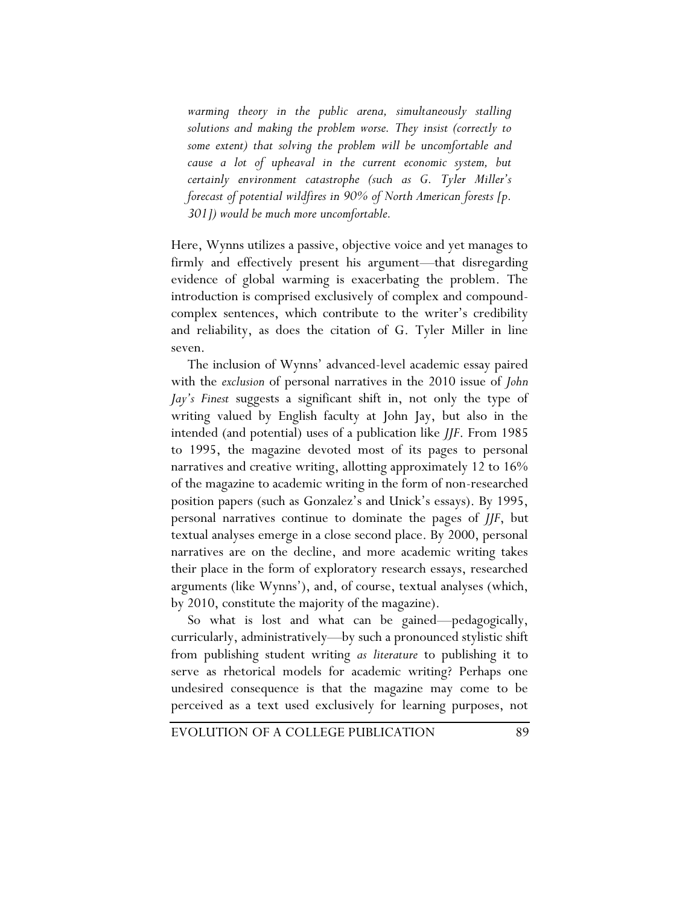> *warming theory in the public arena, simultaneously stalling solutions and making the problem worse. They insist (correctly to some extent) that solving the problem will be uncomfortable and cause a lot of upheaval in the current economic system, but certainly environment catastrophe (such as G. Tyler Miller's forecast of potential wildfires in 90% of North American forests [p. 301]) would be much more uncomfortable.*

Here, Wynns utilizes a passive, objective voice and yet manages to firmly and effectively present his argument—that disregarding evidence of global warming is exacerbating the problem. The introduction is comprised exclusively of complex and compound-complex sentences, which contribute to the writer's credibility and reliability, as does the citation of G. Tyler Miller in line seven.

The inclusion of Wynns' advanced-level academic essay paired with the *exclusion* of personal narratives in the 2010 issue of *John Jay's Finest* suggests a significant shift in, not only the type of writing valued by English faculty at John Jay, but also in the intended (and potential) uses of a publication like *JJF*. From 1985 to 1995, the magazine devoted most of its pages to personal narratives and creative writing, allotting approximately 12 to 16% of the magazine to academic writing in the form of non-researched position papers (such as Gonzalez's and Unick's essays). By 1995, personal narratives continue to dominate the pages of *JJF*, but textual analyses emerge in a close second place. By 2000, personal narratives are on the decline, and more academic writing takes their place in the form of exploratory research essays, researched arguments (like Wynns'), and, of course, textual analyses (which, by 2010, constitute the majority of the magazine).

So what is lost and what can be gained—pedagogically, curricularly, administratively—by such a pronounced stylistic shift from publishing student writing *as literature* to publishing it to serve as rhetorical models for academic writing? Perhaps one undesired consequence is that the magazine may come to be perceived as a text used exclusively for learning purposes, not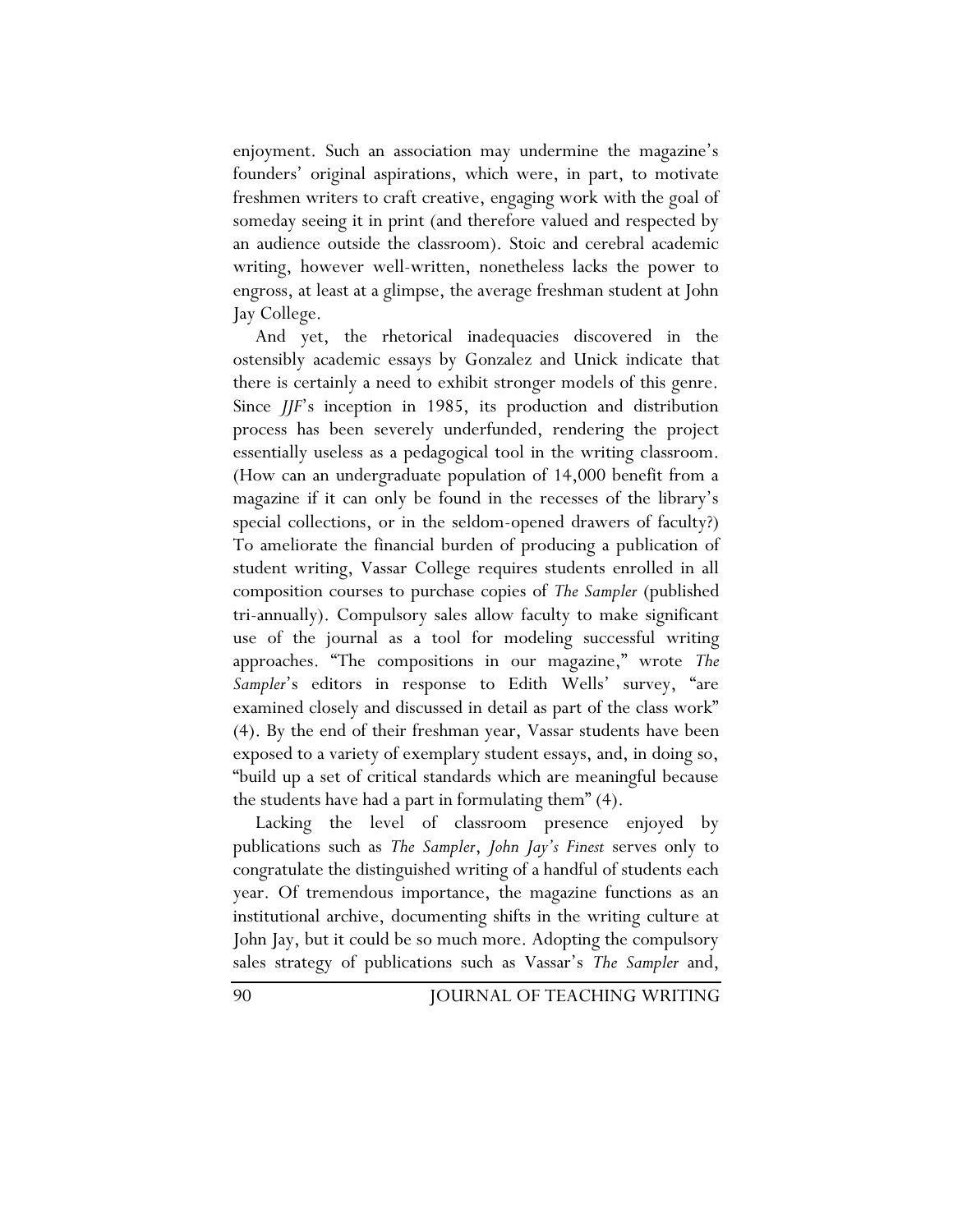enjoyment. Such an association may undermine the magazine's founders' original aspirations, which were, in part, to motivate freshmen writers to craft creative, engaging work with the goal of someday seeing it in print (and therefore valued and respected by an audience outside the classroom). Stoic and cerebral academic writing, however well-written, nonetheless lacks the power to engross, at least at a glimpse, the average freshman student at John Jay College.

And yet, the rhetorical inadequacies discovered in the ostensibly academic essays by Gonzalez and Unick indicate that there is certainly a need to exhibit stronger models of this genre. Since *JJF*'s inception in 1985, its production and distribution process has been severely underfunded, rendering the project essentially useless as a pedagogical tool in the writing classroom. (How can an undergraduate population of 14,000 benefit from a magazine if it can only be found in the recesses of the library's special collections, or in the seldom-opened drawers of faculty?) To ameliorate the financial burden of producing a publication of student writing, Vassar College requires students enrolled in all composition courses to purchase copies of *The Sampler* (published tri-annually). Compulsory sales allow faculty to make significant use of the journal as a tool for modeling successful writing approaches. "The compositions in our magazine," wrote *The Sampler*'s editors in response to Edith Wells' survey, "are examined closely and discussed in detail as part of the class work" (4). By the end of their freshman year, Vassar students have been exposed to a variety of exemplary student essays, and, in doing so, "build up a set of critical standards which are meaningful because the students have had a part in formulating them" (4).

Lacking the level of classroom presence enjoyed by publications such as *The Sampler*, *John Jay's Finest* serves only to congratulate the distinguished writing of a handful of students each year. Of tremendous importance, the magazine functions as an institutional archive, documenting shifts in the writing culture at John Jay, but it could be so much more. Adopting the compulsory sales strategy of publications such as Vassar's *The Sampler* and,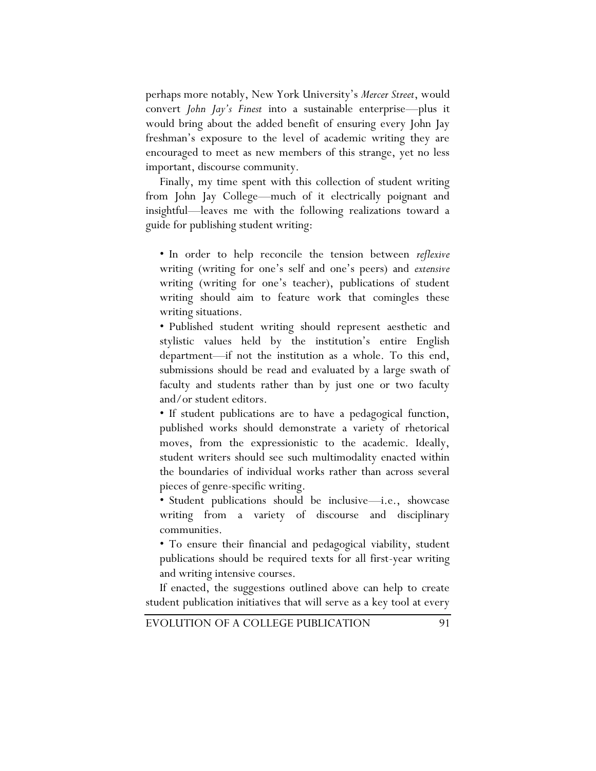perhaps more notably, New York University's *Mercer Street*, would convert *John Jay's Finest* into a sustainable enterprise—plus it would bring about the added benefit of ensuring every John Jay freshman's exposure to the level of academic writing they are encouraged to meet as new members of this strange, yet no less important, discourse community.

Finally, my time spent with this collection of student writing from John Jay College—much of it electrically poignant and insightful—leaves me with the following realizations toward a guide for publishing student writing:

- In order to help reconcile the tension between *reflexive* writing (writing for one's self and one's peers) and *extensive* writing (writing for one's teacher), publications of student writing should aim to feature work that comingles these writing situations.
- Published student writing should represent aesthetic and stylistic values held by the institution's entire English department—if not the institution as a whole. To this end, submissions should be read and evaluated by a large swath of faculty and students rather than by just one or two faculty and/or student editors.
- If student publications are to have a pedagogical function, published works should demonstrate a variety of rhetorical moves, from the expressionistic to the academic. Ideally, student writers should see such multimodality enacted within the boundaries of individual works rather than across several pieces of genre-specific writing.
- Student publications should be inclusive—i.e., showcase writing from a variety of discourse and disciplinary communities.
- To ensure their financial and pedagogical viability, student publications should be required texts for all first-year writing and writing intensive courses.

If enacted, the suggestions outlined above can help to create student publication initiatives that will serve as a key tool at every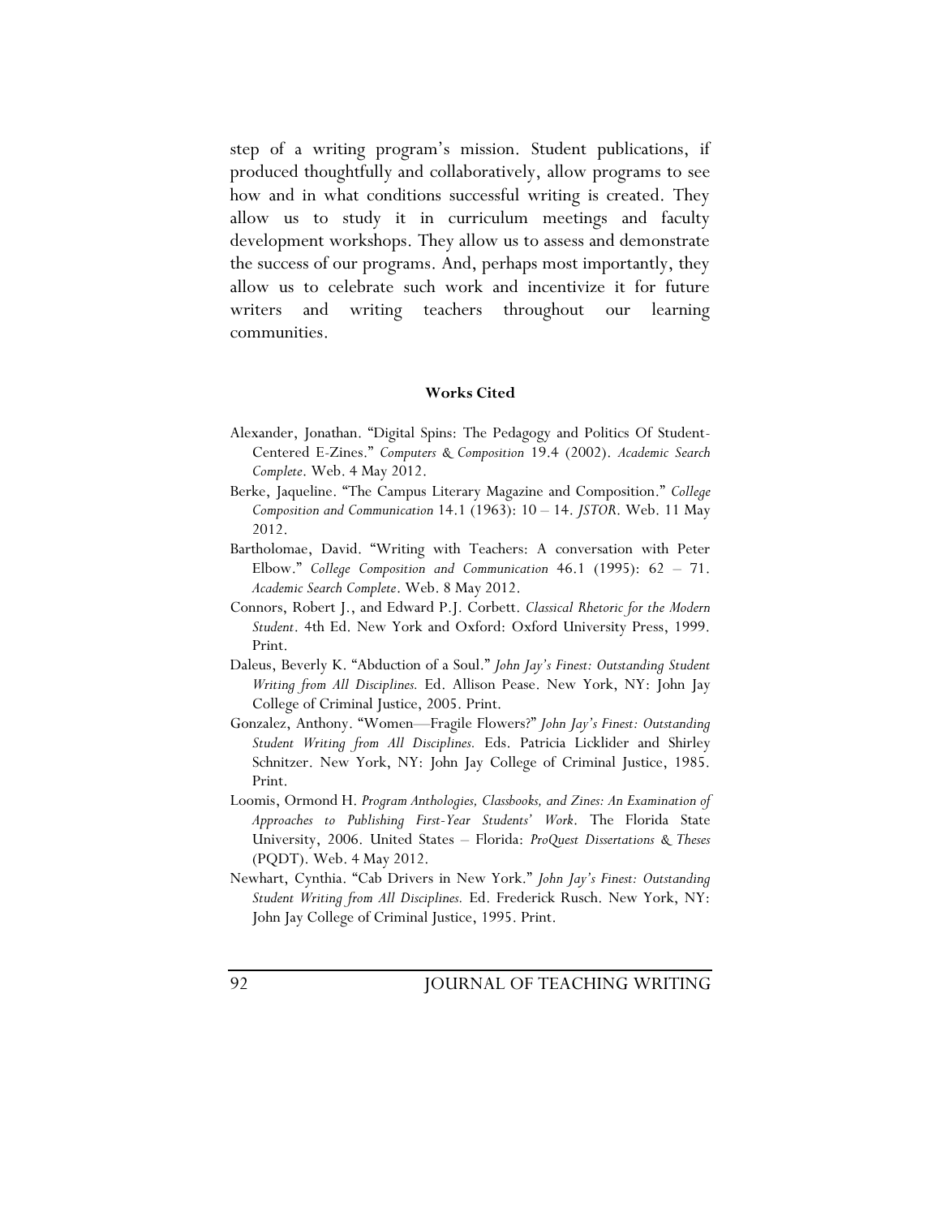step of a writing program's mission. Student publications, if produced thoughtfully and collaboratively, allow programs to see how and in what conditions successful writing is created. They allow us to study it in curriculum meetings and faculty development workshops. They allow us to assess and demonstrate the success of our programs. And, perhaps most importantly, they allow us to celebrate such work and incentivize it for future writers and writing teachers throughout our learning communities.

## Works Cited

Alexander, Jonathan. "Digital Spins: The Pedagogy and Politics Of Student-Centered E-Zines." *Computers & Composition* 19.4 (2002). *Academic Search Complete*. Web. 4 May 2012.

Berke, Jaqueline. "The Campus Literary Magazine and Composition." *College Composition and Communication* 14.1 (1963): 10 – 14. *JSTOR*. Web. 11 May 2012.

Bartholomae, David. "Writing with Teachers: A conversation with Peter Elbow." *College Composition and Communication* 46.1 (1995): 62 – 71. *Academic Search Complete*. Web. 8 May 2012.

Connors, Robert J., and Edward P.J. Corbett. *Classical Rhetoric for the Modern Student*. 4th Ed. New York and Oxford: Oxford University Press, 1999. Print.

Daleus, Beverly K. "Abduction of a Soul." *John Jay's Finest: Outstanding Student Writing from All Disciplines.* Ed. Allison Pease. New York, NY: John Jay College of Criminal Justice, 2005. Print.

Gonzalez, Anthony. "Women—Fragile Flowers?" *John Jay's Finest: Outstanding Student Writing from All Disciplines.* Eds. Patricia Licklider and Shirley Schnitzer. New York, NY: John Jay College of Criminal Justice, 1985. Print.

Loomis, Ormond H. *Program Anthologies, Classbooks, and Zines: An Examination of Approaches to Publishing First-Year Students' Work*. The Florida State University, 2006. United States – Florida: *ProQuest Dissertations & Theses* (PQDT). Web. 4 May 2012.

Newhart, Cynthia. "Cab Drivers in New York." *John Jay's Finest: Outstanding Student Writing from All Disciplines.* Ed. Frederick Rusch. New York, NY: John Jay College of Criminal Justice, 1995. Print.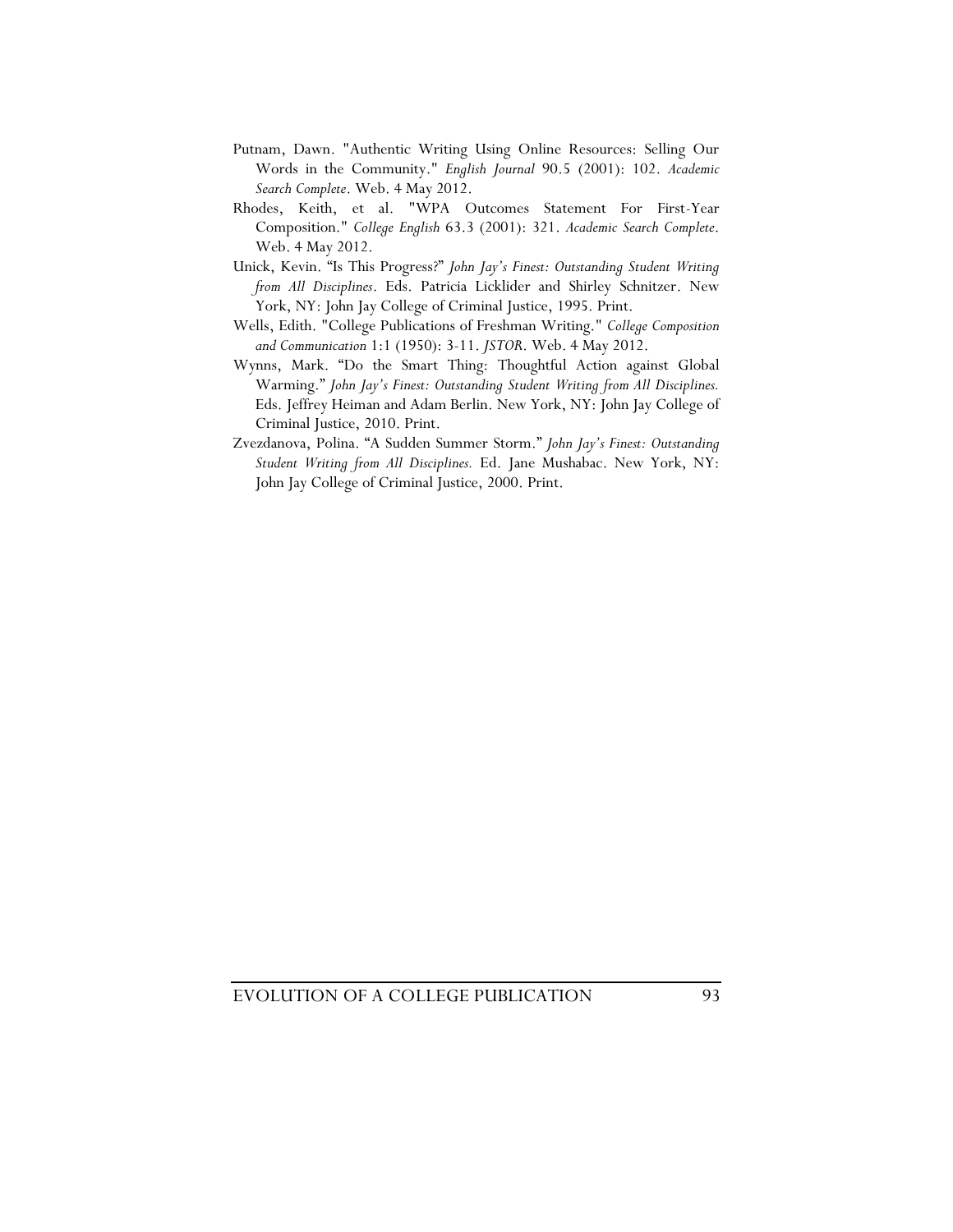Putnam, Dawn. "Authentic Writing Using Online Resources: Selling Our Words in the Community." *English Journal* 90.5 (2001): 102. *Academic Search Complete*. Web. 4 May 2012.

Rhodes, Keith, et al. "WPA Outcomes Statement For First-Year Composition." *College English* 63.3 (2001): 321. *Academic Search Complete*. Web. 4 May 2012.

Unick, Kevin. "Is This Progress?" *John Jay's Finest: Outstanding Student Writing from All Disciplines*. Eds. Patricia Licklider and Shirley Schnitzer. New York, NY: John Jay College of Criminal Justice, 1995. Print.

Wells, Edith. "College Publications of Freshman Writing." *College Composition and Communication* 1:1 (1950): 3-11. *JSTOR*. Web. 4 May 2012.

Wynns, Mark. "Do the Smart Thing: Thoughtful Action against Global Warming." *John Jay's Finest: Outstanding Student Writing from All Disciplines.* Eds. Jeffrey Heiman and Adam Berlin. New York, NY: John Jay College of Criminal Justice, 2010. Print.

Zvezdanova, Polina. "A Sudden Summer Storm." *John Jay's Finest: Outstanding Student Writing from All Disciplines.* Ed. Jane Mushabac. New York, NY: John Jay College of Criminal Justice, 2000. Print.